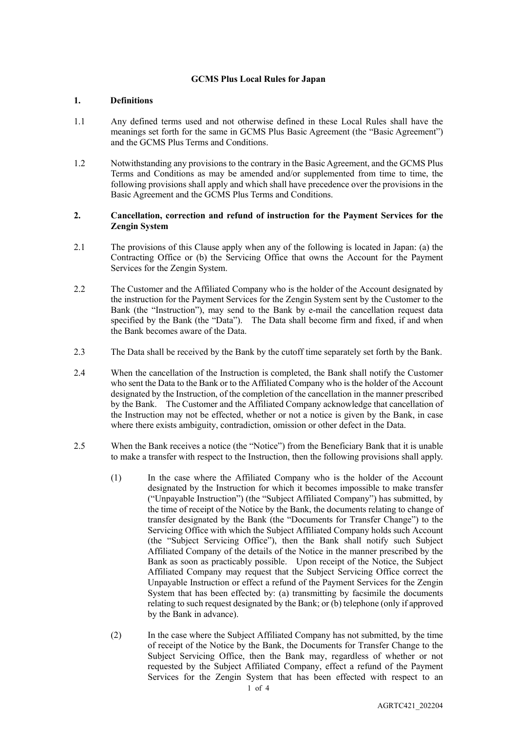# GCMS Plus Local Rules for Japan

## 1. Definitions

1.1 Any defined terms used and not otherwise defined in these Local Rules shall have the meanings set forth for the same in GCMS Plus Basic Agreement (the "Basic Agreement") and the GCMS Plus Terms and Conditions.

1.2 Notwithstanding any provisions to the contrary in the Basic Agreement, and the GCMS Plus Terms and Conditions as may be amended and/or supplemented from time to time, the following provisions shall apply and which shall have precedence over the provisions in the Basic Agreement and the GCMS Plus Terms and Conditions.

## 2. Cancellation, correction and refund of instruction for the Payment Services for the Zengin System

2.1 The provisions of this Clause apply when any of the following is located in Japan: (a) the Contracting Office or (b) the Servicing Office that owns the Account for the Payment Services for the Zengin System.

2.2 The Customer and the Affiliated Company who is the holder of the Account designated by the instruction for the Payment Services for the Zengin System sent by the Customer to the Bank (the "Instruction"), may send to the Bank by e-mail the cancellation request data specified by the Bank (the "Data"). The Data shall become firm and fixed, if and when the Bank becomes aware of the Data.

2.3 The Data shall be received by the Bank by the cutoff time separately set forth by the Bank.

2.4 When the cancellation of the Instruction is completed, the Bank shall notify the Customer who sent the Data to the Bank or to the Affiliated Company who is the holder of the Account designated by the Instruction, of the completion of the cancellation in the manner prescribed by the Bank. The Customer and the Affiliated Company acknowledge that cancellation of the Instruction may not be effected, whether or not a notice is given by the Bank, in case where there exists ambiguity, contradiction, omission or other defect in the Data.

2.5 When the Bank receives a notice (the "Notice") from the Beneficiary Bank that it is unable to make a transfer with respect to the Instruction, then the following provisions shall apply.

(1) In the case where the Affiliated Company who is the holder of the Account designated by the Instruction for which it becomes impossible to make transfer ("Unpayable Instruction") (the "Subject Affiliated Company") has submitted, by the time of receipt of the Notice by the Bank, the documents relating to change of transfer designated by the Bank (the "Documents for Transfer Change") to the Servicing Office with which the Subject Affiliated Company holds such Account (the "Subject Servicing Office"), then the Bank shall notify such Subject Affiliated Company of the details of the Notice in the manner prescribed by the Bank as soon as practicably possible. Upon receipt of the Notice, the Subject Affiliated Company may request that the Subject Servicing Office correct the Unpayable Instruction or effect a refund of the Payment Services for the Zengin System that has been effected by: (a) transmitting by facsimile the documents relating to such request designated by the Bank; or (b) telephone (only if approved by the Bank in advance).

(2) In the case where the Subject Affiliated Company has not submitted, by the time of receipt of the Notice by the Bank, the Documents for Transfer Change to the Subject Servicing Office, then the Bank may, regardless of whether or not requested by the Subject Affiliated Company, effect a refund of the Payment Services for the Zengin System that has been effected with respect to an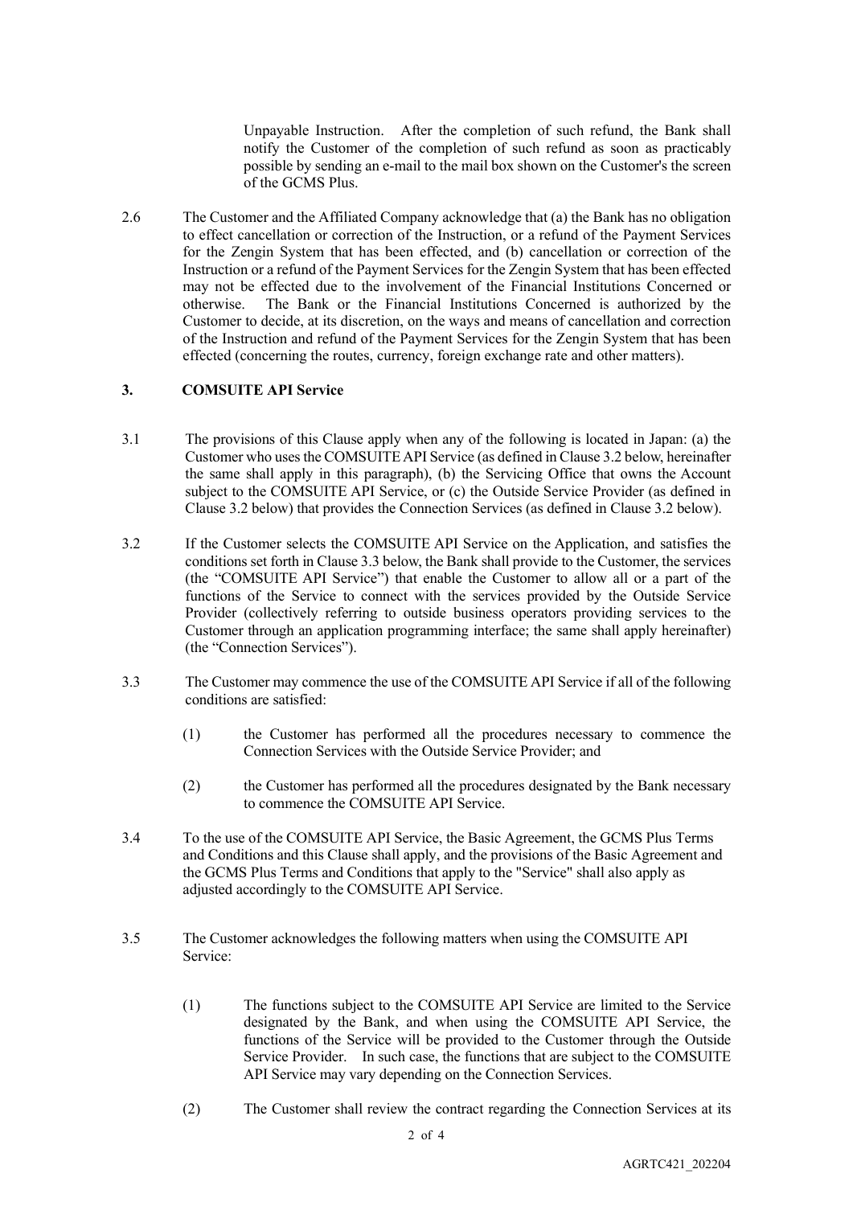Unpayable Instruction. After the completion of such refund, the Bank shall notify the Customer of the completion of such refund as soon as practicably possible by sending an e-mail to the mail box shown on the Customer's the screen of the GCMS Plus.

2.6 The Customer and the Affiliated Company acknowledge that (a) the Bank has no obligation to effect cancellation or correction of the Instruction, or a refund of the Payment Services for the Zengin System that has been effected, and (b) cancellation or correction of the Instruction or a refund of the Payment Services for the Zengin System that has been effected may not be effected due to the involvement of the Financial Institutions Concerned or otherwise. The Bank or the Financial Institutions Concerned is authorized by the Customer to decide, at its discretion, on the ways and means of cancellation and correction of the Instruction and refund of the Payment Services for the Zengin System that has been effected (concerning the routes, currency, foreign exchange rate and other matters).

## 3. COMSUITE API Service

3.1 The provisions of this Clause apply when any of the following is located in Japan: (a) the Customer who uses the COMSUITE API Service (as defined in Clause 3.2 below, hereinafter the same shall apply in this paragraph), (b) the Servicing Office that owns the Account subject to the COMSUITE API Service, or (c) the Outside Service Provider (as defined in Clause 3.2 below) that provides the Connection Services (as defined in Clause 3.2 below).

3.2 If the Customer selects the COMSUITE API Service on the Application, and satisfies the conditions set forth in Clause 3.3 below, the Bank shall provide to the Customer, the services (the "COMSUITE API Service") that enable the Customer to allow all or a part of the functions of the Service to connect with the services provided by the Outside Service Provider (collectively referring to outside business operators providing services to the Customer through an application programming interface; the same shall apply hereinafter) (the "Connection Services").

3.3 The Customer may commence the use of the COMSUITE API Service if all of the following conditions are satisfied:

(1) the Customer has performed all the procedures necessary to commence the Connection Services with the Outside Service Provider; and

(2) the Customer has performed all the procedures designated by the Bank necessary to commence the COMSUITE API Service.

3.4 To the use of the COMSUITE API Service, the Basic Agreement, the GCMS Plus Terms and Conditions and this Clause shall apply, and the provisions of the Basic Agreement and the GCMS Plus Terms and Conditions that apply to the "Service" shall also apply as adjusted accordingly to the COMSUITE API Service.

3.5 The Customer acknowledges the following matters when using the COMSUITE API Service:

(1) The functions subject to the COMSUITE API Service are limited to the Service designated by the Bank, and when using the COMSUITE API Service, the functions of the Service will be provided to the Customer through the Outside Service Provider. In such case, the functions that are subject to the COMSUITE API Service may vary depending on the Connection Services.

(2) The Customer shall review the contract regarding the Connection Services at its

AGRTC421_202204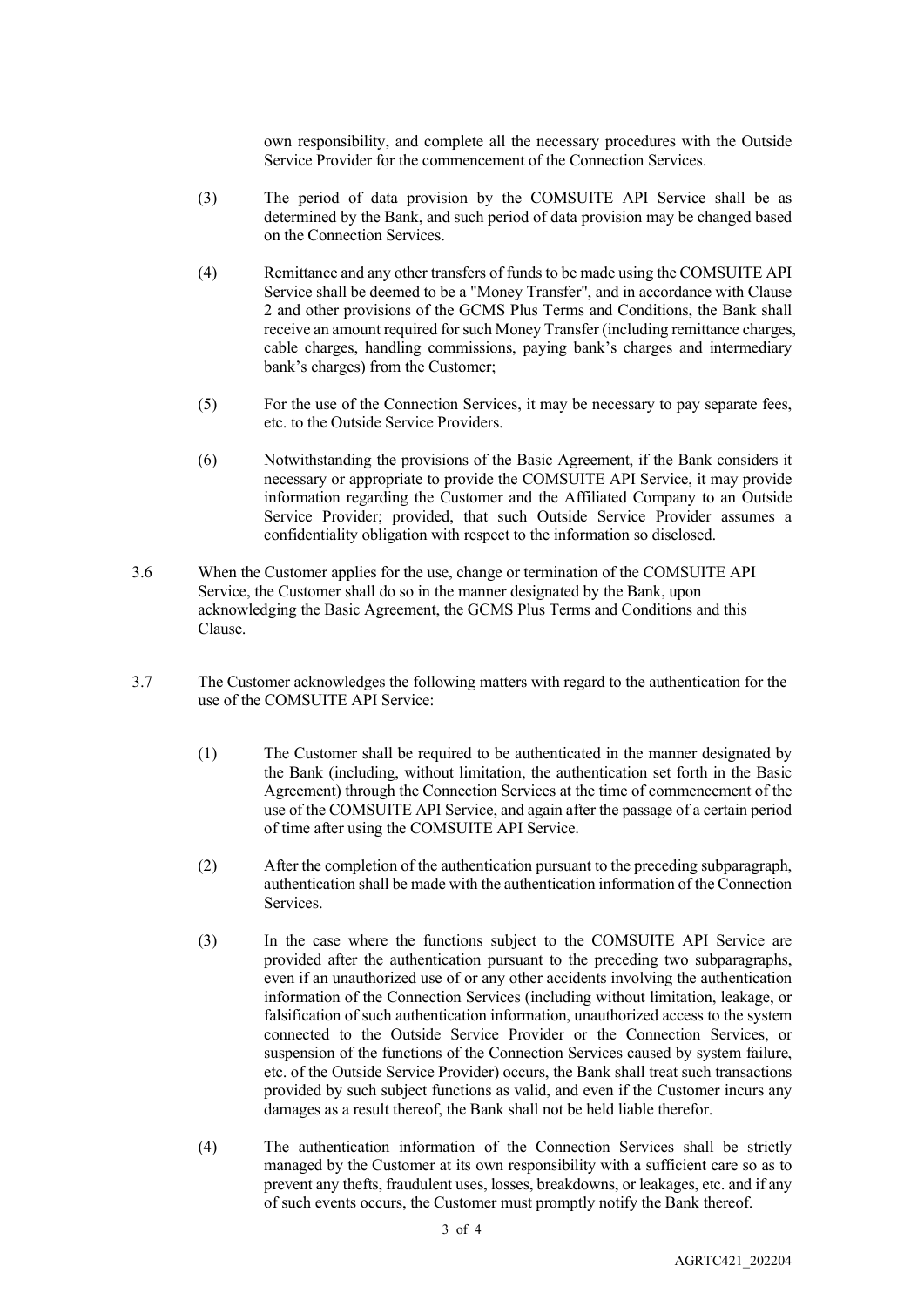own responsibility, and complete all the necessary procedures with the Outside Service Provider for the commencement of the Connection Services.

(3) The period of data provision by the COMSUITE API Service shall be as determined by the Bank, and such period of data provision may be changed based on the Connection Services.

(4) Remittance and any other transfers of funds to be made using the COMSUITE API Service shall be deemed to be a "Money Transfer", and in accordance with Clause 2 and other provisions of the GCMS Plus Terms and Conditions, the Bank shall receive an amount required for such Money Transfer (including remittance charges, cable charges, handling commissions, paying bank's charges and intermediary bank's charges) from the Customer;

(5) For the use of the Connection Services, it may be necessary to pay separate fees, etc. to the Outside Service Providers.

(6) Notwithstanding the provisions of the Basic Agreement, if the Bank considers it necessary or appropriate to provide the COMSUITE API Service, it may provide information regarding the Customer and the Affiliated Company to an Outside Service Provider; provided, that such Outside Service Provider assumes a confidentiality obligation with respect to the information so disclosed.

3.6 When the Customer applies for the use, change or termination of the COMSUITE API Service, the Customer shall do so in the manner designated by the Bank, upon acknowledging the Basic Agreement, the GCMS Plus Terms and Conditions and this Clause.

3.7 The Customer acknowledges the following matters with regard to the authentication for the use of the COMSUITE API Service:

(1) The Customer shall be required to be authenticated in the manner designated by the Bank (including, without limitation, the authentication set forth in the Basic Agreement) through the Connection Services at the time of commencement of the use of the COMSUITE API Service, and again after the passage of a certain period of time after using the COMSUITE API Service.

(2) After the completion of the authentication pursuant to the preceding subparagraph, authentication shall be made with the authentication information of the Connection Services.

(3) In the case where the functions subject to the COMSUITE API Service are provided after the authentication pursuant to the preceding two subparagraphs, even if an unauthorized use of or any other accidents involving the authentication information of the Connection Services (including without limitation, leakage, or falsification of such authentication information, unauthorized access to the system connected to the Outside Service Provider or the Connection Services, or suspension of the functions of the Connection Services caused by system failure, etc. of the Outside Service Provider) occurs, the Bank shall treat such transactions provided by such subject functions as valid, and even if the Customer incurs any damages as a result thereof, the Bank shall not be held liable therefor.

(4) The authentication information of the Connection Services shall be strictly managed by the Customer at its own responsibility with a sufficient care so as to prevent any thefts, fraudulent uses, losses, breakdowns, or leakages, etc. and if any of such events occurs, the Customer must promptly notify the Bank thereof.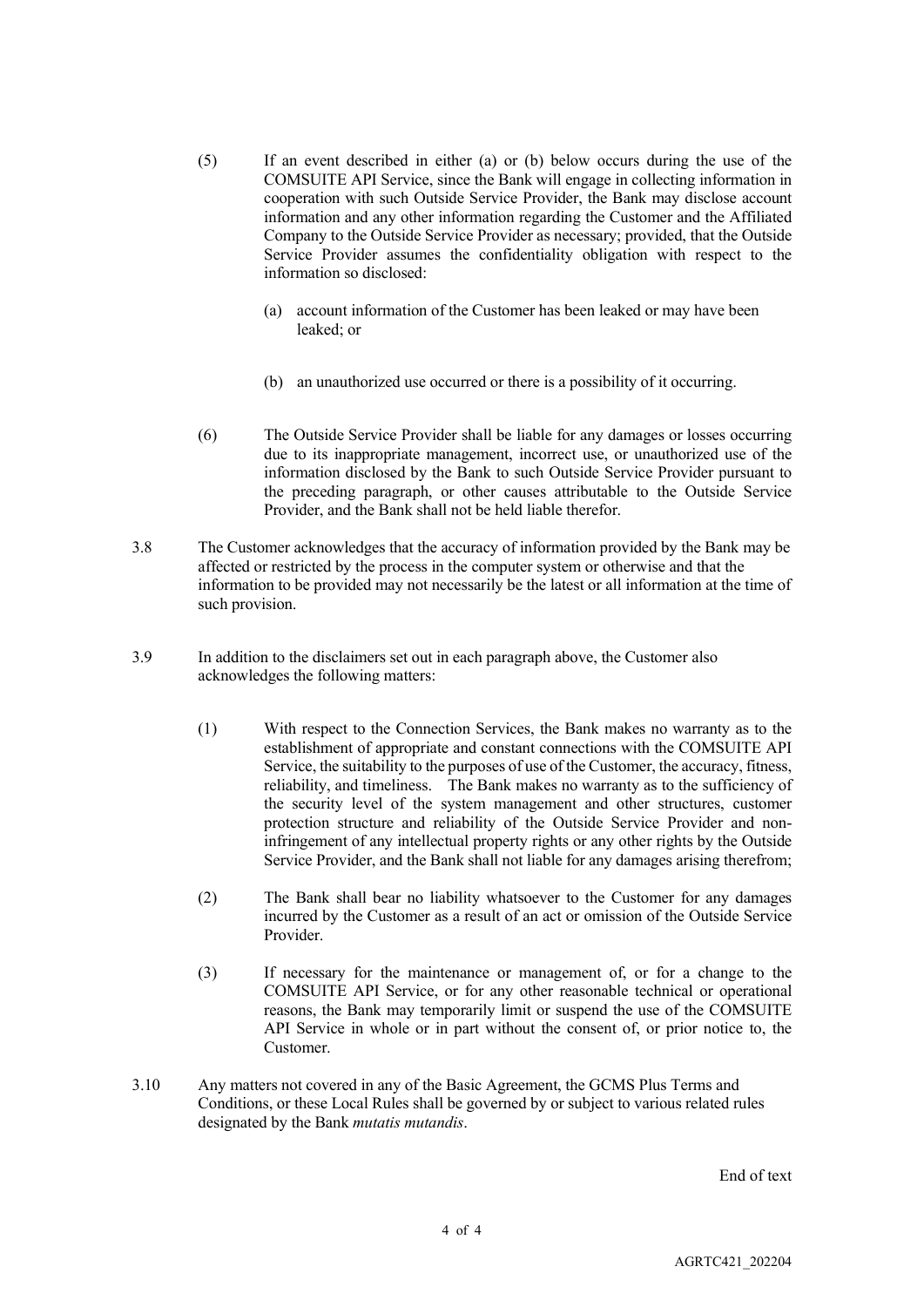(5) If an event described in either (a) or (b) below occurs during the use of the COMSUITE API Service, since the Bank will engage in collecting information in cooperation with such Outside Service Provider, the Bank may disclose account information and any other information regarding the Customer and the Affiliated Company to the Outside Service Provider as necessary; provided, that the Outside Service Provider assumes the confidentiality obligation with respect to the information so disclosed:

   (a) account information of the Customer has been leaked or may have been leaked; or

   (b) an unauthorized use occurred or there is a possibility of it occurring.

(6) The Outside Service Provider shall be liable for any damages or losses occurring due to its inappropriate management, incorrect use, or unauthorized use of the information disclosed by the Bank to such Outside Service Provider pursuant to the preceding paragraph, or other causes attributable to the Outside Service Provider, and the Bank shall not be held liable therefor.

3.8 The Customer acknowledges that the accuracy of information provided by the Bank may be affected or restricted by the process in the computer system or otherwise and that the information to be provided may not necessarily be the latest or all information at the time of such provision.

3.9 In addition to the disclaimers set out in each paragraph above, the Customer also acknowledges the following matters:

(1) With respect to the Connection Services, the Bank makes no warranty as to the establishment of appropriate and constant connections with the COMSUITE API Service, the suitability to the purposes of use of the Customer, the accuracy, fitness, reliability, and timeliness. The Bank makes no warranty as to the sufficiency of the security level of the system management and other structures, customer protection structure and reliability of the Outside Service Provider and non-infringement of any intellectual property rights or any other rights by the Outside Service Provider, and the Bank shall not liable for any damages arising therefrom;

(2) The Bank shall bear no liability whatsoever to the Customer for any damages incurred by the Customer as a result of an act or omission of the Outside Service Provider.

(3) If necessary for the maintenance or management of, or for a change to the COMSUITE API Service, or for any other reasonable technical or operational reasons, the Bank may temporarily limit or suspend the use of the COMSUITE API Service in whole or in part without the consent of, or prior notice to, the Customer.

3.10 Any matters not covered in any of the Basic Agreement, the GCMS Plus Terms and Conditions, or these Local Rules shall be governed by or subject to various related rules designated by the Bank *mutatis mutandis*.

End of text

AGRTC421_202204